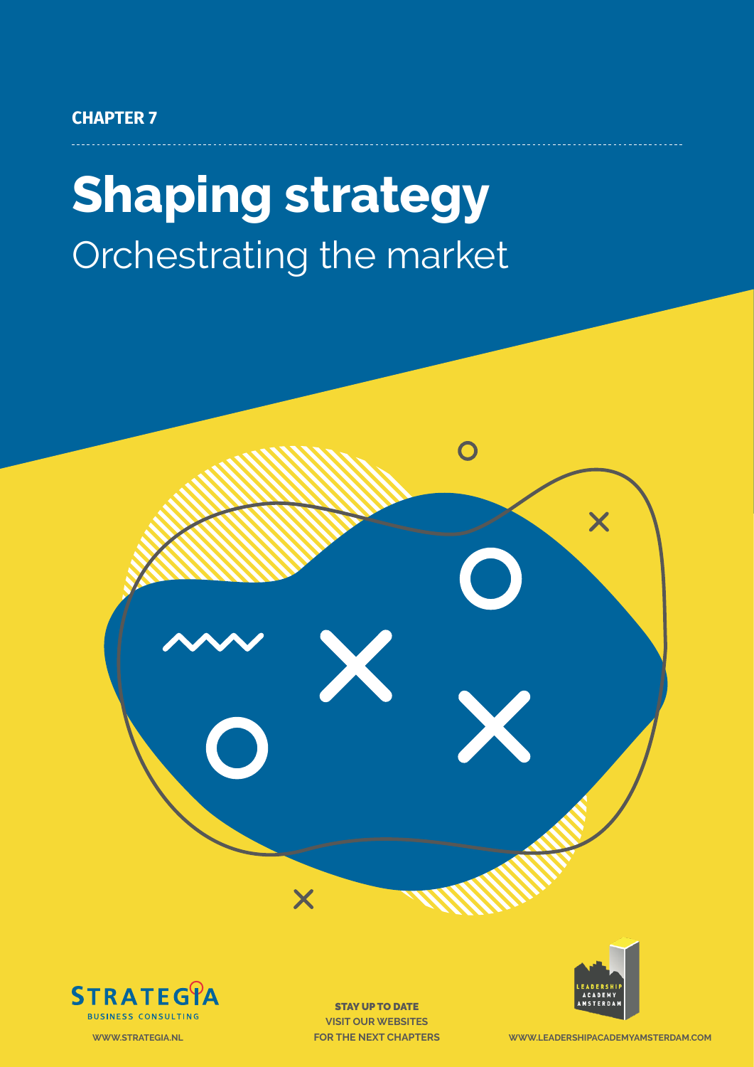CHAPTER 7

# Shaping strategy

## Orchestrating the market

STRATEGIA
BUSINESS CONSULTING
WWW.STRATEGIA.NL

**STAY UP TO DATE**
VISIT OUR WEBSITES
FOR THE NEXT CHAPTERS

LEADERSHIP ACADEMY AMSTERDAM
WWW.LEADERSHIPACADEMYAMSTERDAM.COM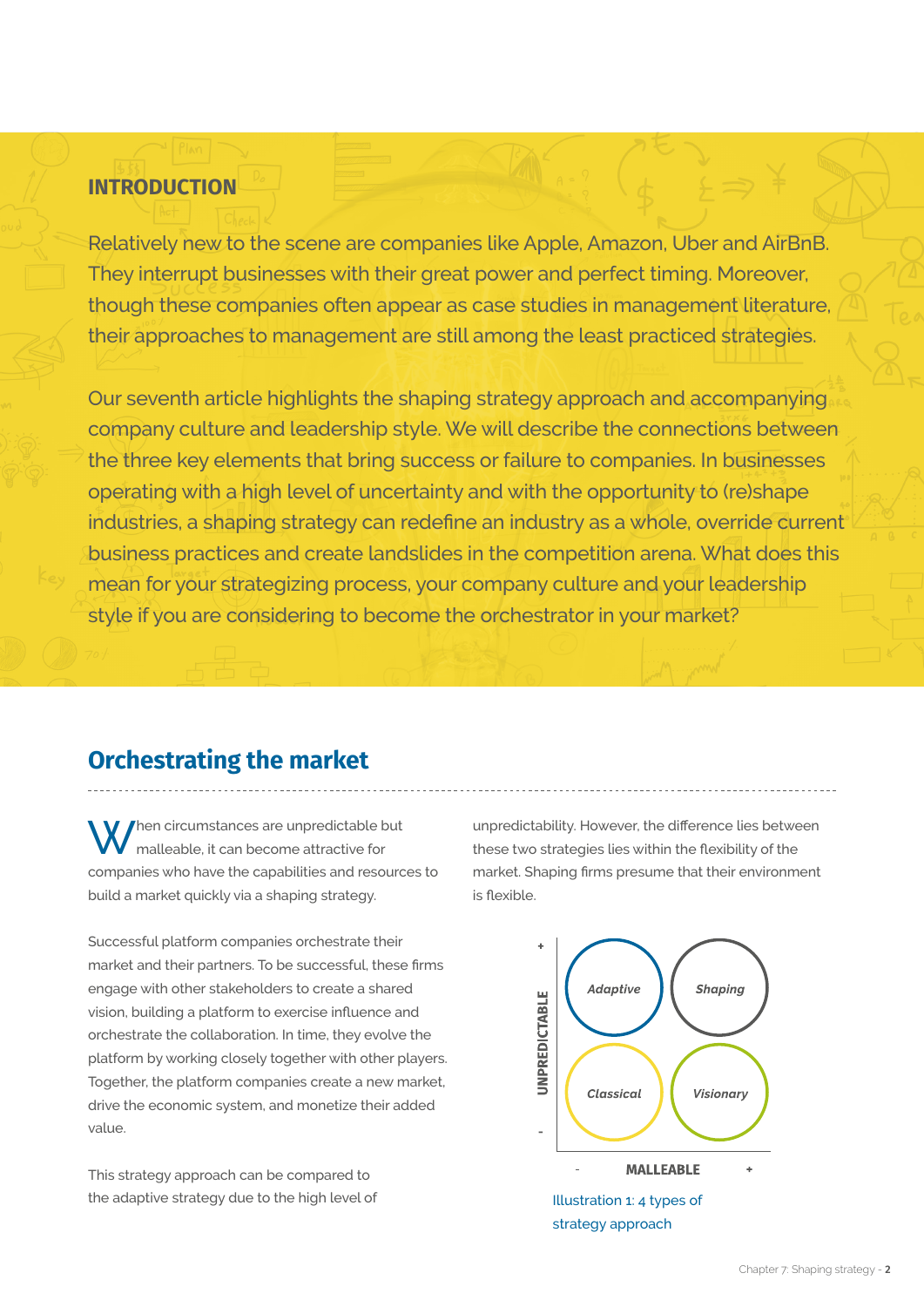## INTRODUCTION

Relatively new to the scene are companies like Apple, Amazon, Uber and AirBnB. They interrupt businesses with their great power and perfect timing. Moreover, though these companies often appear as case studies in management literature, their approaches to management are still among the least practiced strategies.

Our seventh article highlights the shaping strategy approach and accompanying company culture and leadership style. We will describe the connections between the three key elements that bring success or failure to companies. In businesses operating with a high level of uncertainty and with the opportunity to (re)shape industries, a shaping strategy can redefine an industry as a whole, override current business practices and create landslides in the competition arena. What does this mean for your strategizing process, your company culture and your leadership style if you are considering to become the orchestrator in your market?

## Orchestrating the market

When circumstances are unpredictable but malleable, it can become attractive for companies who have the capabilities and resources to build a market quickly via a shaping strategy.

Successful platform companies orchestrate their market and their partners. To be successful, these firms engage with other stakeholders to create a shared vision, building a platform to exercise influence and orchestrate the collaboration. In time, they evolve the platform by working closely together with other players. Together, the platform companies create a new market, drive the economic system, and monetize their added value.

This strategy approach can be compared to the adaptive strategy due to the high level of unpredictability. However, the difference lies between these two strategies lies within the flexibility of the market. Shaping firms presume that their environment is flexible.

| UNPREDICTABLE | - MALLEABLE | + MALLEABLE |
|---|---|---|
| + | *Adaptive* | *Shaping* |
| - | *Classical* | *Visionary* |

Illustration 1: 4 types of strategy approach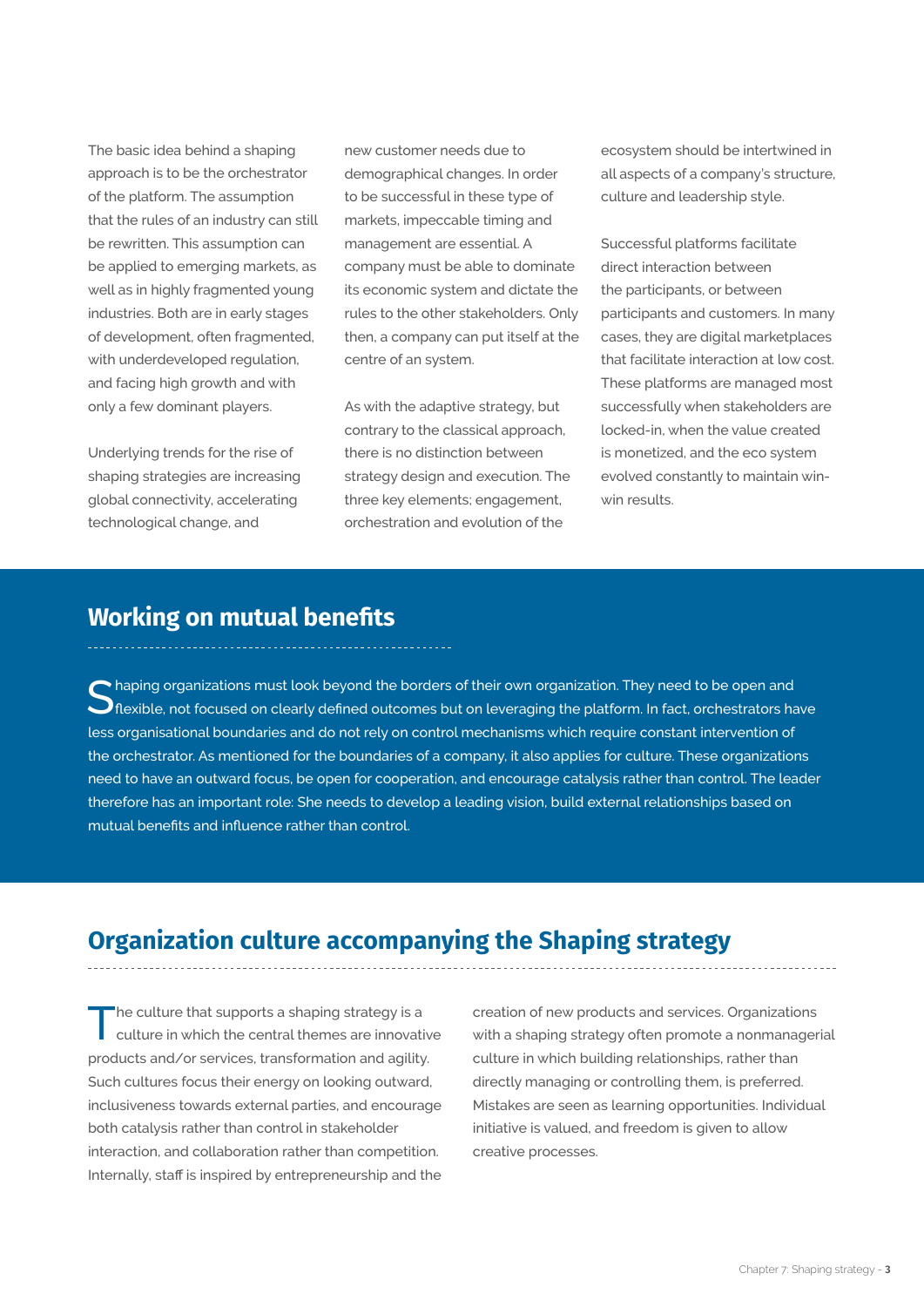The basic idea behind a shaping approach is to be the orchestrator of the platform. The assumption that the rules of an industry can still be rewritten. This assumption can be applied to emerging markets, as well as in highly fragmented young industries. Both are in early stages of development, often fragmented, with underdeveloped regulation, and facing high growth and with only a few dominant players.

Underlying trends for the rise of shaping strategies are increasing global connectivity, accelerating technological change, and new customer needs due to demographical changes. In order to be successful in these type of markets, impeccable timing and management are essential. A company must be able to dominate its economic system and dictate the rules to the other stakeholders. Only then, a company can put itself at the centre of an system.

As with the adaptive strategy, but contrary to the classical approach, there is no distinction between strategy design and execution. The three key elements; engagement, orchestration and evolution of the ecosystem should be intertwined in all aspects of a company's structure, culture and leadership style.

Successful platforms facilitate direct interaction between the participants, or between participants and customers. In many cases, they are digital marketplaces that facilitate interaction at low cost. These platforms are managed most successfully when stakeholders are locked-in, when the value created is monetized, and the eco system evolved constantly to maintain win-win results.

## Working on mutual benefits

Shaping organizations must look beyond the borders of their own organization. They need to be open and flexible, not focused on clearly defined outcomes but on leveraging the platform. In fact, orchestrators have less organisational boundaries and do not rely on control mechanisms which require constant intervention of the orchestrator. As mentioned for the boundaries of a company, it also applies for culture. These organizations need to have an outward focus, be open for cooperation, and encourage catalysis rather than control. The leader therefore has an important role: She needs to develop a leading vision, build external relationships based on mutual benefits and influence rather than control.

## Organization culture accompanying the Shaping strategy

The culture that supports a shaping strategy is a culture in which the central themes are innovative products and/or services, transformation and agility. Such cultures focus their energy on looking outward, inclusiveness towards external parties, and encourage both catalysis rather than control in stakeholder interaction, and collaboration rather than competition. Internally, staff is inspired by entrepreneurship and the creation of new products and services. Organizations with a shaping strategy often promote a nonmanagerial culture in which building relationships, rather than directly managing or controlling them, is preferred. Mistakes are seen as learning opportunities. Individual initiative is valued, and freedom is given to allow creative processes.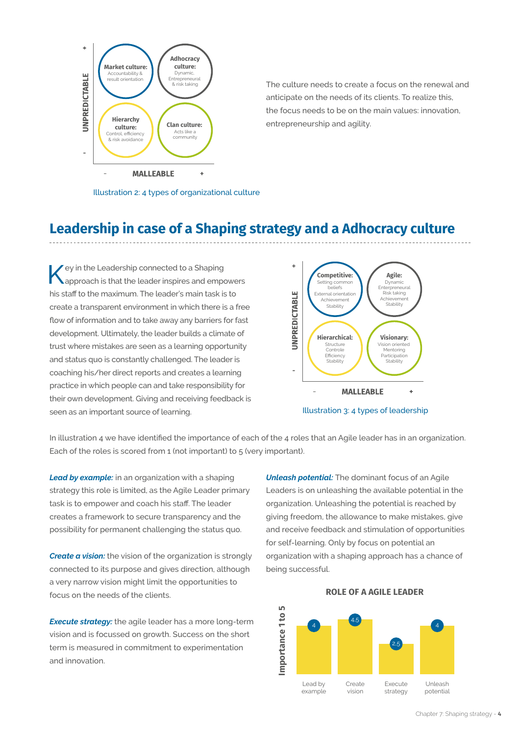| | |
|---|---|
| **Market culture:** Accountability & result orientation | **Adhocracy culture:** Dynamic, Entrepreneural & risk taking |
| **Hierarchy culture:** Control, efficiency & risk avoidance | **Clan culture:** Acts like a community |

UNPREDICTABLE (- to +) / MALLEABLE (- to +)

Illustration 2: 4 types of organizational culture

The culture needs to create a focus on the renewal and anticipate on the needs of its clients. To realize this, the focus needs to be on the main values: innovation, entrepreneurship and agility.

## Leadership in case of a Shaping strategy and a Adhocracy culture

Key in the Leadership connected to a Shaping approach is that the leader inspires and empowers his staff to the maximum. The leader's main task is to create a transparent environment in which there is a free flow of information and to take away any barriers for fast development. Ultimately, the leader builds a climate of trust where mistakes are seen as a learning opportunity and status quo is constantly challenged. The leader is coaching his/her direct reports and creates a learning practice in which people can and take responsibility for their own development. Giving and receiving feedback is seen as an important source of learning.

| | |
|---|---|
| **Competitive:** Setting common beliefs, External orientation, Achievement, Stability | **Agile:** Dynamic, Enterpreneural, Risk taking, Achievement, Stability |
| **Hierarchical:** Structure, Controle, Efficiency, Stability | **Visionary:** Vision oriented, Mentoring, Participation, Stability |

UNPREDICTABLE (- to +) / MALLEABLE (- to +)

Illustration 3: 4 types of leadership

In illustration 4 we have identified the importance of each of the 4 roles that an Agile leader has in an organization. Each of the roles is scored from 1 (not important) to 5 (very important).

***Lead by example:*** in an organization with a shaping strategy this role is limited, as the Agile Leader primary task is to empower and coach his staff. The leader creates a framework to secure transparency and the possibility for permanent challenging the status quo.

***Create a vision:*** the vision of the organization is strongly connected to its purpose and gives direction, although a very narrow vision might limit the opportunities to focus on the needs of the clients.

***Execute strategy:*** the agile leader has a more long-term vision and is focussed on growth. Success on the short term is measured in commitment to experimentation and innovation.

***Unleash potential:*** The dominant focus of an Agile Leaders is on unleashing the available potential in the organization. Unleashing the potential is reached by giving freedom, the allowance to make mistakes, give and receive feedback and stimulation of opportunities for self-learning. Only by focus on potential an organization with a shaping approach has a chance of being successful.

**ROLE OF A AGILE LEADER**

| Role | Importance 1 to 5 |
|---|---|
| Lead by example | 4 |
| Create vision | 4.5 |
| Execute strategy | 2.5 |
| Unleash potential | 4 |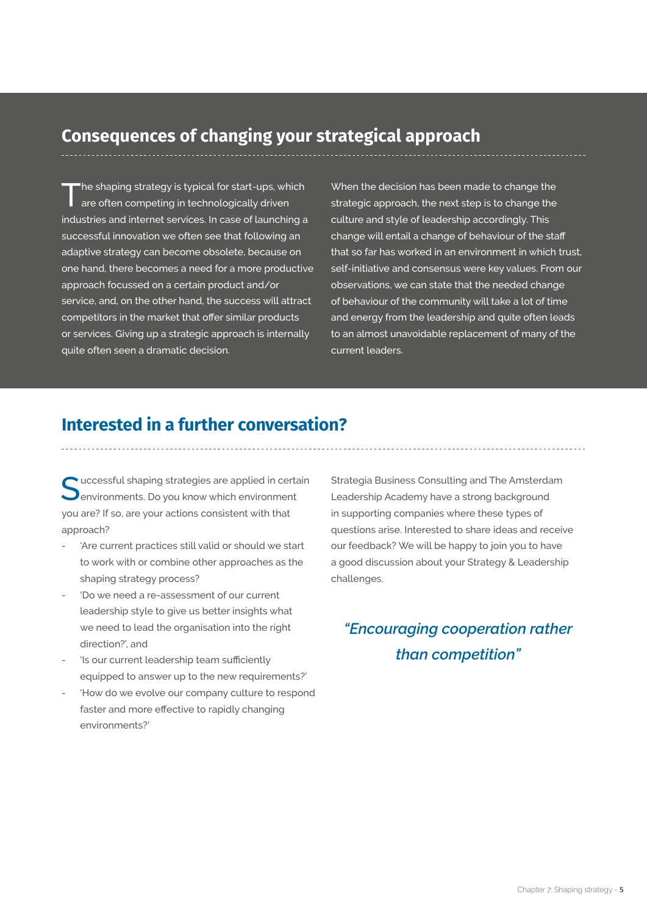## Consequences of changing your strategical approach

The shaping strategy is typical for start-ups, which are often competing in technologically driven industries and internet services. In case of launching a successful innovation we often see that following an adaptive strategy can become obsolete, because on one hand, there becomes a need for a more productive approach focussed on a certain product and/or service, and, on the other hand, the success will attract competitors in the market that offer similar products or services. Giving up a strategic approach is internally quite often seen a dramatic decision.

When the decision has been made to change the strategic approach, the next step is to change the culture and style of leadership accordingly. This change will entail a change of behaviour of the staff that so far has worked in an environment in which trust, self-initiative and consensus were key values. From our observations, we can state that the needed change of behaviour of the community will take a lot of time and energy from the leadership and quite often leads to an almost unavoidable replacement of many of the current leaders.

## Interested in a further conversation?

Successful shaping strategies are applied in certain environments. Do you know which environment you are? If so, are your actions consistent with that approach?

- 'Are current practices still valid or should we start to work with or combine other approaches as the shaping strategy process?
- 'Do we need a re-assessment of our current leadership style to give us better insights what we need to lead the organisation into the right direction?', and
- 'Is our current leadership team sufficiently equipped to answer up to the new requirements?'
- 'How do we evolve our company culture to respond faster and more effective to rapidly changing environments?'

Strategia Business Consulting and The Amsterdam Leadership Academy have a strong background in supporting companies where these types of questions arise. Interested to share ideas and receive our feedback? We will be happy to join you to have a good discussion about your Strategy & Leadership challenges.

*"Encouraging cooperation rather than competition"*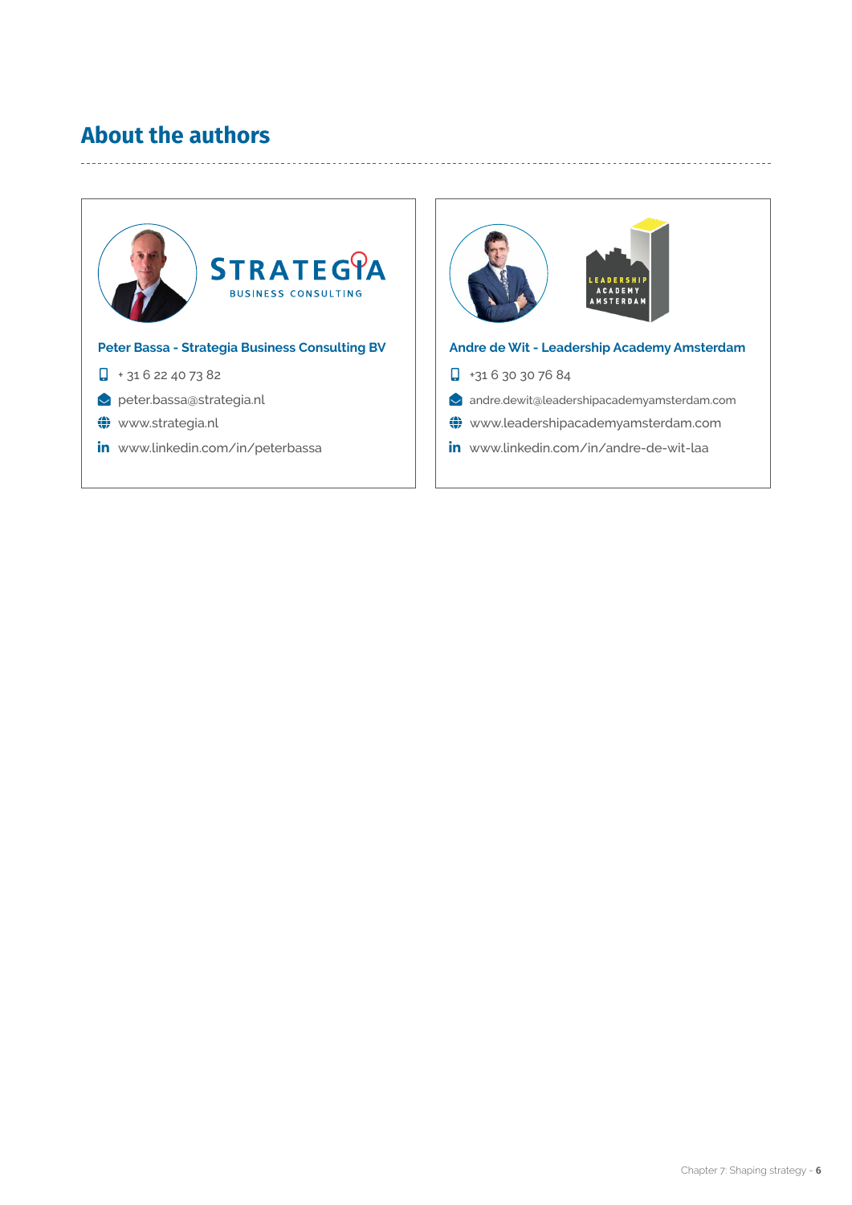## About the authors

**Peter Bassa - Strategia Business Consulting BV**

+ 31 6 22 40 73 82

peter.bassa@strategia.nl

www.strategia.nl

www.linkedin.com/in/peterbassa

**Andre de Wit - Leadership Academy Amsterdam**

+31 6 30 30 76 84

andre.dewit@leadershipacademyamsterdam.com

www.leadershipacademyamsterdam.com

www.linkedin.com/in/andre-de-wit-laa